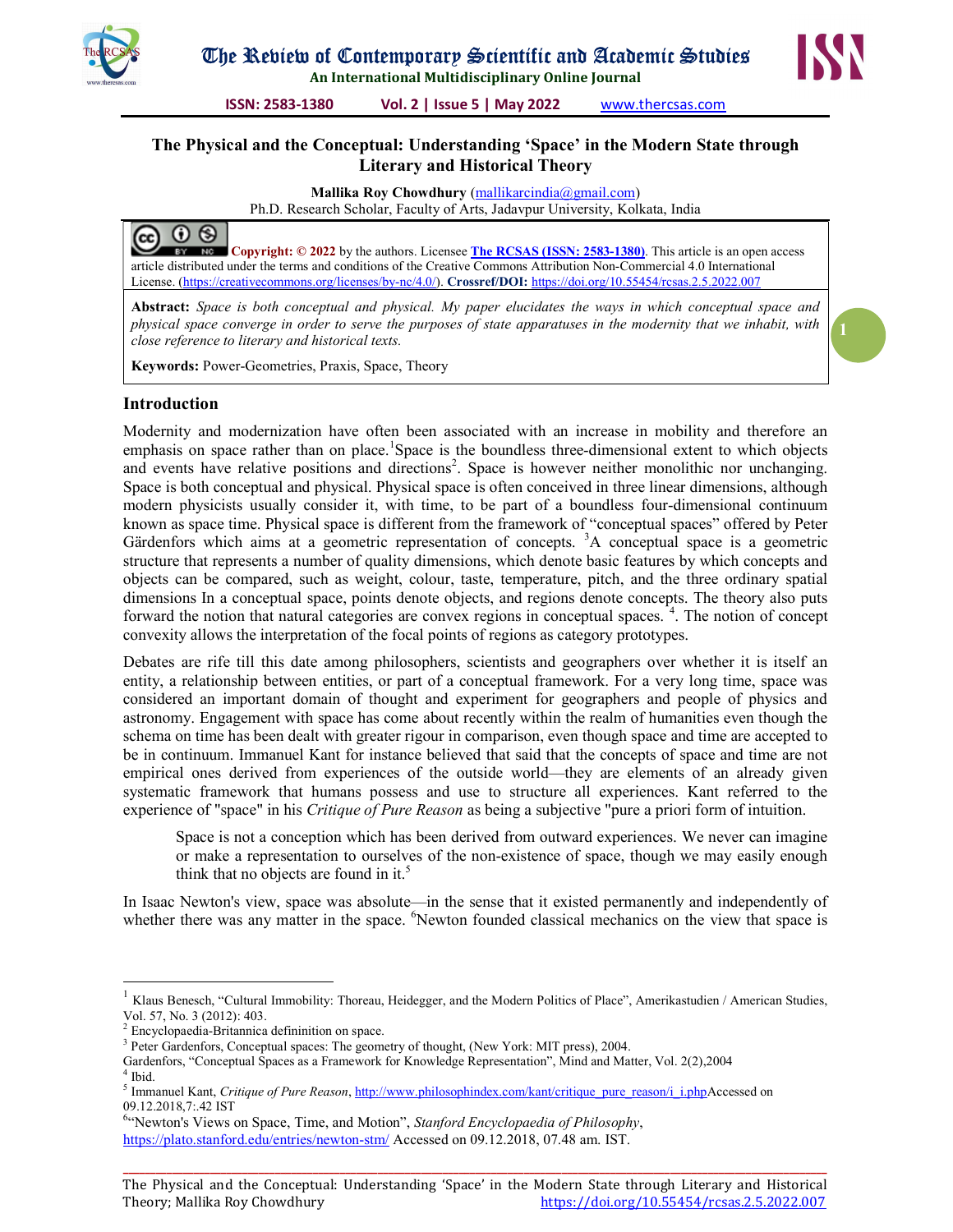# The Physical and the Conceptual: Understanding 'Space' in the Modern State through Literary and Historical Theory

**Mallika Roy Chowdhury** (mallikarcindia@gmail.com)
Ph.D. Research Scholar, Faculty of Arts, Jadavpur University, Kolkata, India

**Copyright: © 2022** by the authors. Licensee **The RCSAS (ISSN: 2583-1380)**. This article is an open access article distributed under the terms and conditions of the Creative Commons Attribution Non-Commercial 4.0 International License. (https://creativecommons.org/licenses/by-nc/4.0/). **Crossref/DOI:** https://doi.org/10.55454/rcsas.2.5.2022.007

**Abstract:** *Space is both conceptual and physical. My paper elucidates the ways in which conceptual space and physical space converge in order to serve the purposes of state apparatuses in the modernity that we inhabit, with close reference to literary and historical texts.*

**Keywords:** Power-Geometries, Praxis, Space, Theory

## Introduction

Modernity and modernization have often been associated with an increase in mobility and therefore an emphasis on space rather than on place.[1]Space is the boundless three-dimensional extent to which objects and events have relative positions and directions[2]. Space is however neither monolithic nor unchanging. Space is both conceptual and physical. Physical space is often conceived in three linear dimensions, although modern physicists usually consider it, with time, to be part of a boundless four-dimensional continuum known as space time. Physical space is different from the framework of "conceptual spaces" offered by Peter Gärdenfors which aims at a geometric representation of concepts. [3]A conceptual space is a geometric structure that represents a number of quality dimensions, which denote basic features by which concepts and objects can be compared, such as weight, colour, taste, temperature, pitch, and the three ordinary spatial dimensions In a conceptual space, points denote objects, and regions denote concepts. The theory also puts forward the notion that natural categories are convex regions in conceptual spaces. [4]. The notion of concept convexity allows the interpretation of the focal points of regions as category prototypes.

Debates are rife till this date among philosophers, scientists and geographers over whether it is itself an entity, a relationship between entities, or part of a conceptual framework. For a very long time, space was considered an important domain of thought and experiment for geographers and people of physics and astronomy. Engagement with space has come about recently within the realm of humanities even though the schema on time has been dealt with greater rigour in comparison, even though space and time are accepted to be in continuum. Immanuel Kant for instance believed that said that the concepts of space and time are not empirical ones derived from experiences of the outside world—they are elements of an already given systematic framework that humans possess and use to structure all experiences. Kant referred to the experience of "space" in his *Critique of Pure Reason* as being a subjective "pure a priori form of intuition.

> Space is not a conception which has been derived from outward experiences. We never can imagine or make a representation to ourselves of the non-existence of space, though we may easily enough think that no objects are found in it.[5]

In Isaac Newton's view, space was absolute—in the sense that it existed permanently and independently of whether there was any matter in the space. [6]Newton founded classical mechanics on the view that space is

---

[1] Klaus Benesch, "Cultural Immobility: Thoreau, Heidegger, and the Modern Politics of Place", Amerikastudien / American Studies, Vol. 57, No. 3 (2012): 403.

[2] Encyclopaedia-Britannica definition on space.

[3] Peter Gardenfors, Conceptual spaces: The geometry of thought, (New York: MIT press), 2004.
Gardenfors, "Conceptual Spaces as a Framework for Knowledge Representation", Mind and Matter, Vol. 2(2),2004

[4] Ibid.

[5] Immanuel Kant, *Critique of Pure Reason*, http://www.philosophindex.com/kant/critique_pure_reason/i_i.phpAccessed on 09.12.2018,7:.42 IST

[6] "Newton's Views on Space, Time, and Motion", *Stanford Encyclopaedia of Philosophy*, https://plato.stanford.edu/entries/newton-stm/ Accessed on 09.12.2018, 07.48 am. IST.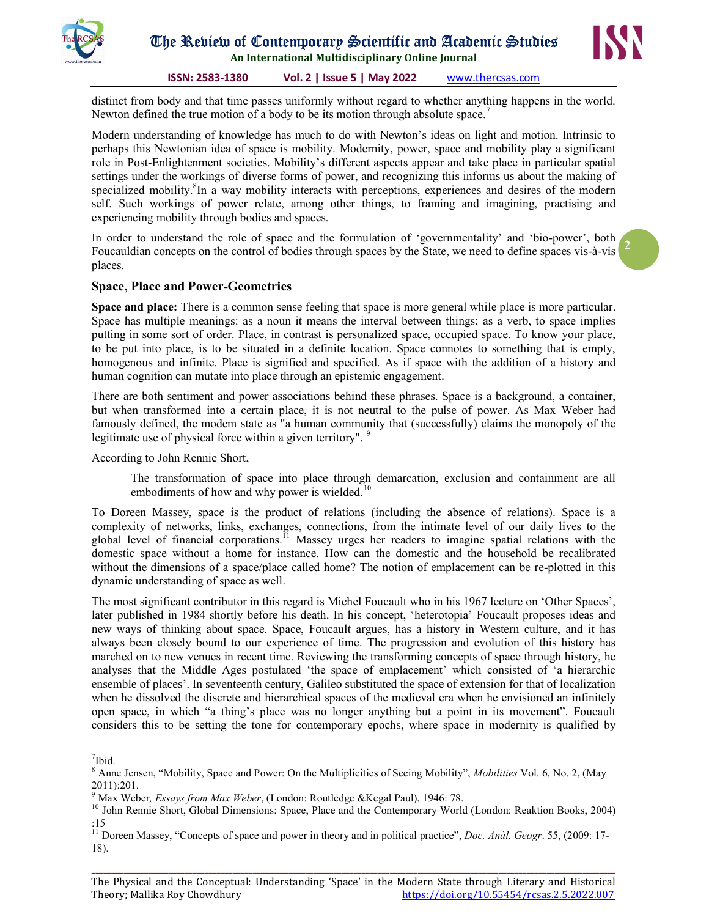distinct from body and that time passes uniformly without regard to whether anything happens in the world. Newton defined the true motion of a body to be its motion through absolute space.[7]

Modern understanding of knowledge has much to do with Newton's ideas on light and motion. Intrinsic to perhaps this Newtonian idea of space is mobility. Modernity, power, space and mobility play a significant role in Post-Enlightenment societies. Mobility's different aspects appear and take place in particular spatial settings under the workings of diverse forms of power, and recognizing this informs us about the making of specialized mobility.[8]In a way mobility interacts with perceptions, experiences and desires of the modern self. Such workings of power relate, among other things, to framing and imagining, practising and experiencing mobility through bodies and spaces.

In order to understand the role of space and the formulation of 'governmentality' and 'bio-power', both Foucauldian concepts on the control of bodies through spaces by the State, we need to define spaces vis-à-vis places.

## Space, Place and Power-Geometries

**Space and place:** There is a common sense feeling that space is more general while place is more particular. Space has multiple meanings: as a noun it means the interval between things; as a verb, to space implies putting in some sort of order. Place, in contrast is personalized space, occupied space. To know your place, to be put into place, is to be situated in a definite location. Space connotes to something that is empty, homogenous and infinite. Place is signified and specified. As if space with the addition of a history and human cognition can mutate into place through an epistemic engagement.

There are both sentiment and power associations behind these phrases. Space is a background, a container, but when transformed into a certain place, it is not neutral to the pulse of power. As Max Weber had famously defined, the modem state as "a human community that (successfully) claims the monopoly of the legitimate use of physical force within a given territory". [9]

According to John Rennie Short,

> The transformation of space into place through demarcation, exclusion and containment are all embodiments of how and why power is wielded.[10]

To Doreen Massey, space is the product of relations (including the absence of relations). Space is a complexity of networks, links, exchanges, connections, from the intimate level of our daily lives to the global level of financial corporations.[11] Massey urges her readers to imagine spatial relations with the domestic space without a home for instance. How can the domestic and the household be recalibrated without the dimensions of a space/place called home? The notion of emplacement can be re-plotted in this dynamic understanding of space as well.

The most significant contributor in this regard is Michel Foucault who in his 1967 lecture on 'Other Spaces', later published in 1984 shortly before his death. In his concept, 'heterotopia' Foucault proposes ideas and new ways of thinking about space. Space, Foucault argues, has a history in Western culture, and it has always been closely bound to our experience of time. The progression and evolution of this history has marched on to new venues in recent time. Reviewing the transforming concepts of space through history, he analyses that the Middle Ages postulated 'the space of emplacement' which consisted of 'a hierarchic ensemble of places'. In seventeenth century, Galileo substituted the space of extension for that of localization when he dissolved the discrete and hierarchical spaces of the medieval era when he envisioned an infinitely open space, in which "a thing's place was no longer anything but a point in its movement". Foucault considers this to be setting the tone for contemporary epochs, where space in modernity is qualified by

---

[7] Ibid.

[8] Anne Jensen, "Mobility, Space and Power: On the Multiplicities of Seeing Mobility", *Mobilities* Vol. 6, No. 2, (May 2011):201.

[9] Max Weber*, Essays from Max Weber*, (London: Routledge &Kegal Paul), 1946: 78.

[10] John Rennie Short, Global Dimensions: Space, Place and the Contemporary World (London: Reaktion Books, 2004) :15

[11] Doreen Massey, "Concepts of space and power in theory and in political practice", *Doc. Anàl. Geogr*. 55, (2009: 17-18).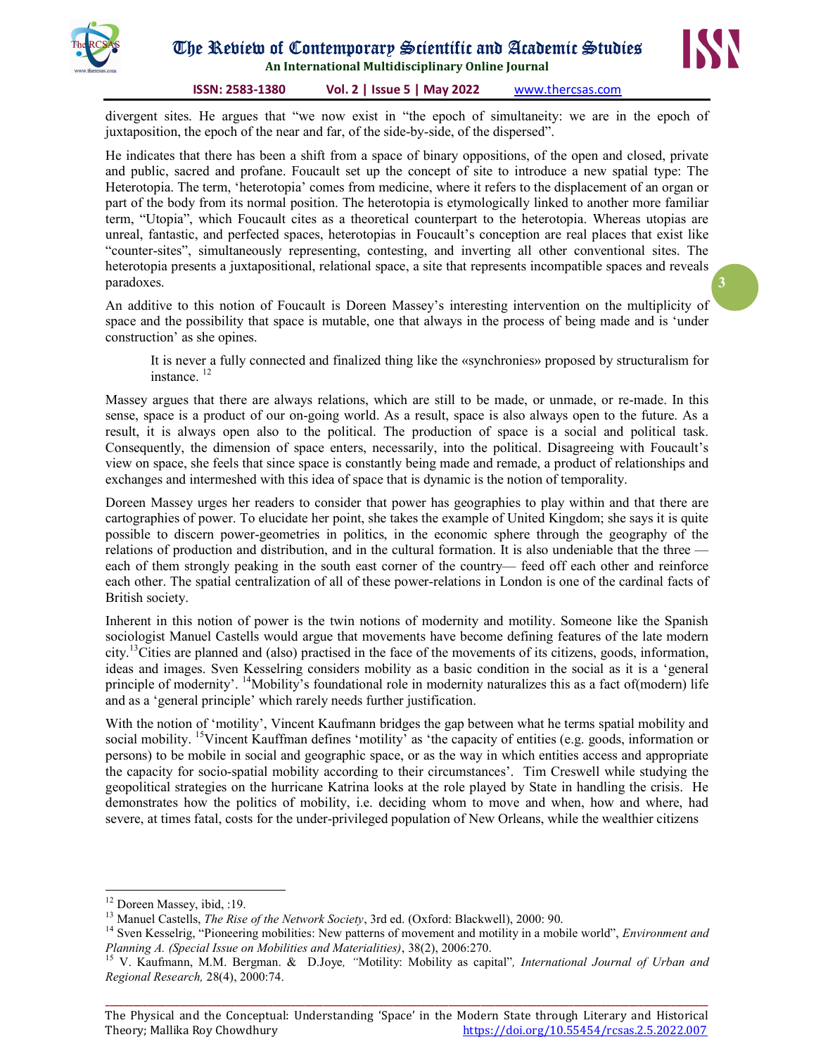divergent sites. He argues that "we now exist in "the epoch of simultaneity: we are in the epoch of juxtaposition, the epoch of the near and far, of the side-by-side, of the dispersed".

He indicates that there has been a shift from a space of binary oppositions, of the open and closed, private and public, sacred and profane. Foucault set up the concept of site to introduce a new spatial type: The Heterotopia. The term, 'heterotopia' comes from medicine, where it refers to the displacement of an organ or part of the body from its normal position. The heterotopia is etymologically linked to another more familiar term, "Utopia", which Foucault cites as a theoretical counterpart to the heterotopia. Whereas utopias are unreal, fantastic, and perfected spaces, heterotopias in Foucault's conception are real places that exist like "counter-sites", simultaneously representing, contesting, and inverting all other conventional sites. The heterotopia presents a juxtapositional, relational space, a site that represents incompatible spaces and reveals paradoxes.

An additive to this notion of Foucault is Doreen Massey's interesting intervention on the multiplicity of space and the possibility that space is mutable, one that always in the process of being made and is 'under construction' as she opines.

> It is never a fully connected and finalized thing like the «synchronies» proposed by structuralism for instance. [12]

Massey argues that there are always relations, which are still to be made, or unmade, or re-made. In this sense, space is a product of our on-going world. As a result, space is also always open to the future. As a result, it is always open also to the political. The production of space is a social and political task. Consequently, the dimension of space enters, necessarily, into the political. Disagreeing with Foucault's view on space, she feels that since space is constantly being made and remade, a product of relationships and exchanges and intermeshed with this idea of space that is dynamic is the notion of temporality.

Doreen Massey urges her readers to consider that power has geographies to play within and that there are cartographies of power. To elucidate her point, she takes the example of United Kingdom; she says it is quite possible to discern power-geometries in politics, in the economic sphere through the geography of the relations of production and distribution, and in the cultural formation. It is also undeniable that the three — each of them strongly peaking in the south east corner of the country— feed off each other and reinforce each other. The spatial centralization of all of these power-relations in London is one of the cardinal facts of British society.

Inherent in this notion of power is the twin notions of modernity and motility. Someone like the Spanish sociologist Manuel Castells would argue that movements have become defining features of the late modern city.[13]Cities are planned and (also) practised in the face of the movements of its citizens, goods, information, ideas and images. Sven Kesselring considers mobility as a basic condition in the social as it is a 'general principle of modernity'. [14]Mobility's foundational role in modernity naturalizes this as a fact of(modern) life and as a 'general principle' which rarely needs further justification.

With the notion of 'motility', Vincent Kaufmann bridges the gap between what he terms spatial mobility and social mobility. [15]Vincent Kauffman defines 'motility' as 'the capacity of entities (e.g. goods, information or persons) to be mobile in social and geographic space, or as the way in which entities access and appropriate the capacity for socio-spatial mobility according to their circumstances'. Tim Creswell while studying the geopolitical strategies on the hurricane Katrina looks at the role played by State in handling the crisis. He demonstrates how the politics of mobility, i.e. deciding whom to move and when, how and where, had severe, at times fatal, costs for the under-privileged population of New Orleans, while the wealthier citizens

---

[12] Doreen Massey, ibid, :19.

[13] Manuel Castells, *The Rise of the Network Society*, 3rd ed. (Oxford: Blackwell), 2000: 90.

[14] Sven Kesselrig, "Pioneering mobilities: New patterns of movement and motility in a mobile world", *Environment and Planning A. (Special Issue on Mobilities and Materialities)*, 38(2), 2006:270.

[15] V. Kaufmann, M.M. Bergman. & D.Joye, "Motility: Mobility as capital", *International Journal of Urban and Regional Research,* 28(4), 2000:74.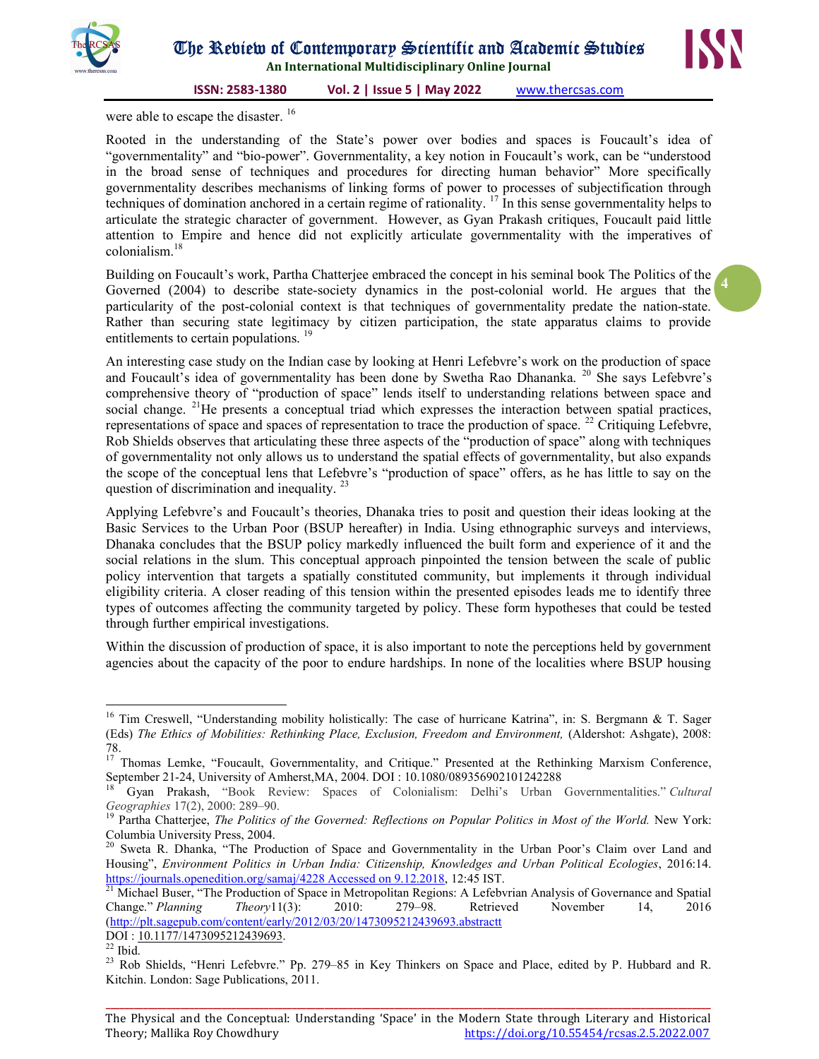were able to escape the disaster. [16]

Rooted in the understanding of the State's power over bodies and spaces is Foucault's idea of "governmentality" and "bio-power". Governmentality, a key notion in Foucault's work, can be "understood in the broad sense of techniques and procedures for directing human behavior" More specifically governmentality describes mechanisms of linking forms of power to processes of subjectification through techniques of domination anchored in a certain regime of rationality. [17] In this sense governmentality helps to articulate the strategic character of government. However, as Gyan Prakash critiques, Foucault paid little attention to Empire and hence did not explicitly articulate governmentality with the imperatives of colonialism.[18]

Building on Foucault's work, Partha Chatterjee embraced the concept in his seminal book The Politics of the Governed (2004) to describe state-society dynamics in the post-colonial world. He argues that the particularity of the post-colonial context is that techniques of governmentality predate the nation-state. Rather than securing state legitimacy by citizen participation, the state apparatus claims to provide entitlements to certain populations. [19]

An interesting case study on the Indian case by looking at Henri Lefebvre's work on the production of space and Foucault's idea of governmentality has been done by Swetha Rao Dhananka. [20] She says Lefebvre's comprehensive theory of "production of space" lends itself to understanding relations between space and social change. [21]He presents a conceptual triad which expresses the interaction between spatial practices, representations of space and spaces of representation to trace the production of space. [22] Critiquing Lefebvre, Rob Shields observes that articulating these three aspects of the "production of space" along with techniques of governmentality not only allows us to understand the spatial effects of governmentality, but also expands the scope of the conceptual lens that Lefebvre's "production of space" offers, as he has little to say on the question of discrimination and inequality. [23]

Applying Lefebvre's and Foucault's theories, Dhanaka tries to posit and question their ideas looking at the Basic Services to the Urban Poor (BSUP hereafter) in India. Using ethnographic surveys and interviews, Dhanaka concludes that the BSUP policy markedly influenced the built form and experience of it and the social relations in the slum. This conceptual approach pinpointed the tension between the scale of public policy intervention that targets a spatially constituted community, but implements it through individual eligibility criteria. A closer reading of this tension within the presented episodes leads me to identify three types of outcomes affecting the community targeted by policy. These form hypotheses that could be tested through further empirical investigations.

Within the discussion of production of space, it is also important to note the perceptions held by government agencies about the capacity of the poor to endure hardships. In none of the localities where BSUP housing

---

[16] Tim Creswell, "Understanding mobility holistically: The case of hurricane Katrina", in: S. Bergmann & T. Sager (Eds) *The Ethics of Mobilities: Rethinking Place, Exclusion, Freedom and Environment,* (Aldershot: Ashgate), 2008: 78.

[17] Thomas Lemke, "Foucault, Governmentality, and Critique." Presented at the Rethinking Marxism Conference, September 21-24, University of Amherst,MA, 2004. DOI : 10.1080/089356902101242288

[18] Gyan Prakash, "Book Review: Spaces of Colonialism: Delhi's Urban Governmentalities." *Cultural Geographies* 17(2), 2000: 289–90.

[19] Partha Chatterjee, *The Politics of the Governed: Reflections on Popular Politics in Most of the World.* New York: Columbia University Press, 2004.

[20] Sweta R. Dhanka, "The Production of Space and Governmentality in the Urban Poor's Claim over Land and Housing", *Environment Politics in Urban India: Citizenship, Knowledges and Urban Political Ecologies*, 2016:14. https://journals.openedition.org/samaj/4228 Accessed on 9.12.2018, 12:45 IST.

[21] Michael Buser, "The Production of Space in Metropolitan Regions: A Lefebvrian Analysis of Governance and Spatial Change." *Planning Theory*11(3): 2010: 279–98. Retrieved November 14, 2016 (http://plt.sagepub.com/content/early/2012/03/20/1473095212439693.abstractt DOI : 10.1177/1473095212439693.

[22] Ibid.

[23] Rob Shields, "Henri Lefebvre." Pp. 279–85 in Key Thinkers on Space and Place, edited by P. Hubbard and R. Kitchin. London: Sage Publications, 2011.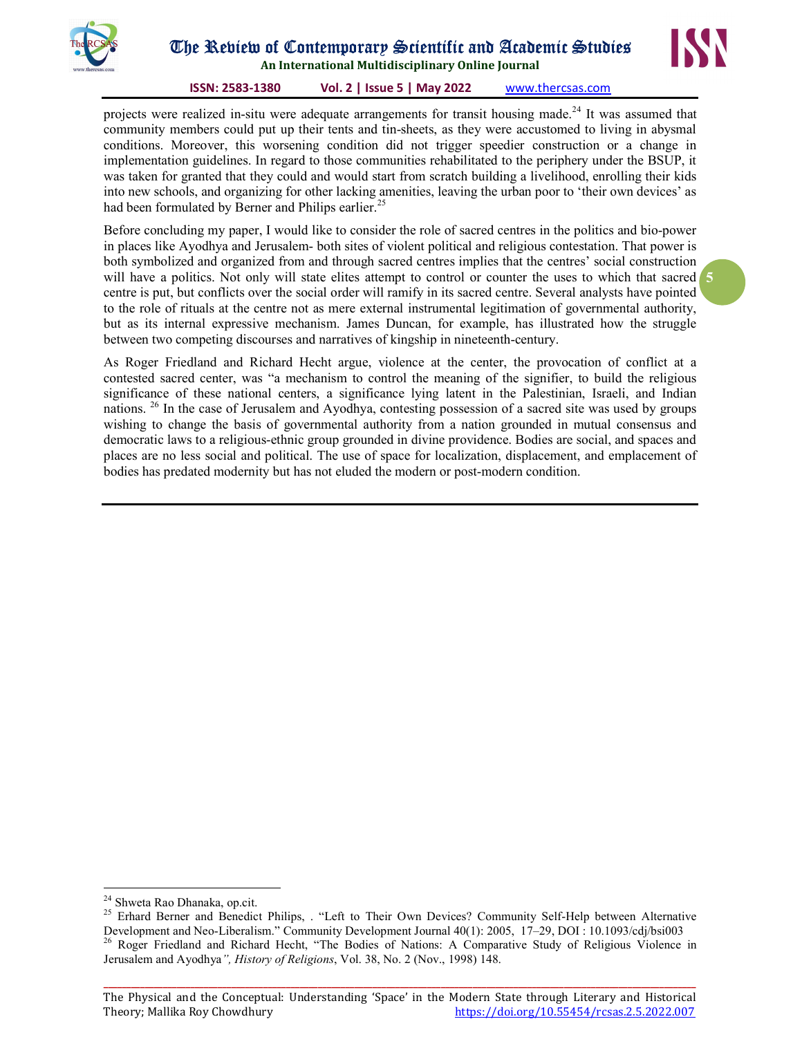projects were realized in-situ were adequate arrangements for transit housing made.[24] It was assumed that community members could put up their tents and tin-sheets, as they were accustomed to living in abysmal conditions. Moreover, this worsening condition did not trigger speedier construction or a change in implementation guidelines. In regard to those communities rehabilitated to the periphery under the BSUP, it was taken for granted that they could and would start from scratch building a livelihood, enrolling their kids into new schools, and organizing for other lacking amenities, leaving the urban poor to 'their own devices' as had been formulated by Berner and Philips earlier.[25]

Before concluding my paper, I would like to consider the role of sacred centres in the politics and bio-power in places like Ayodhya and Jerusalem- both sites of violent political and religious contestation. That power is both symbolized and organized from and through sacred centres implies that the centres' social construction will have a politics. Not only will state elites attempt to control or counter the uses to which that sacred centre is put, but conflicts over the social order will ramify in its sacred centre. Several analysts have pointed to the role of rituals at the centre not as mere external instrumental legitimation of governmental authority, but as its internal expressive mechanism. James Duncan, for example, has illustrated how the struggle between two competing discourses and narratives of kingship in nineteenth-century.

As Roger Friedland and Richard Hecht argue, violence at the center, the provocation of conflict at a contested sacred center, was "a mechanism to control the meaning of the signifier, to build the religious significance of these national centers, a significance lying latent in the Palestinian, Israeli, and Indian nations. [26] In the case of Jerusalem and Ayodhya, contesting possession of a sacred site was used by groups wishing to change the basis of governmental authority from a nation grounded in mutual consensus and democratic laws to a religious-ethnic group grounded in divine providence. Bodies are social, and spaces and places are no less social and political. The use of space for localization, displacement, and emplacement of bodies has predated modernity but has not eluded the modern or post-modern condition.

---

[24] Shweta Rao Dhanaka, op.cit.

[25] Erhard Berner and Benedict Philips, . "Left to Their Own Devices? Community Self-Help between Alternative Development and Neo-Liberalism." Community Development Journal 40(1): 2005, 17–29, DOI : 10.1093/cdj/bsi003

[26] Roger Friedland and Richard Hecht, "The Bodies of Nations: A Comparative Study of Religious Violence in Jerusalem and Ayodhya*", History of Religions*, Vol. 38, No. 2 (Nov., 1998) 148.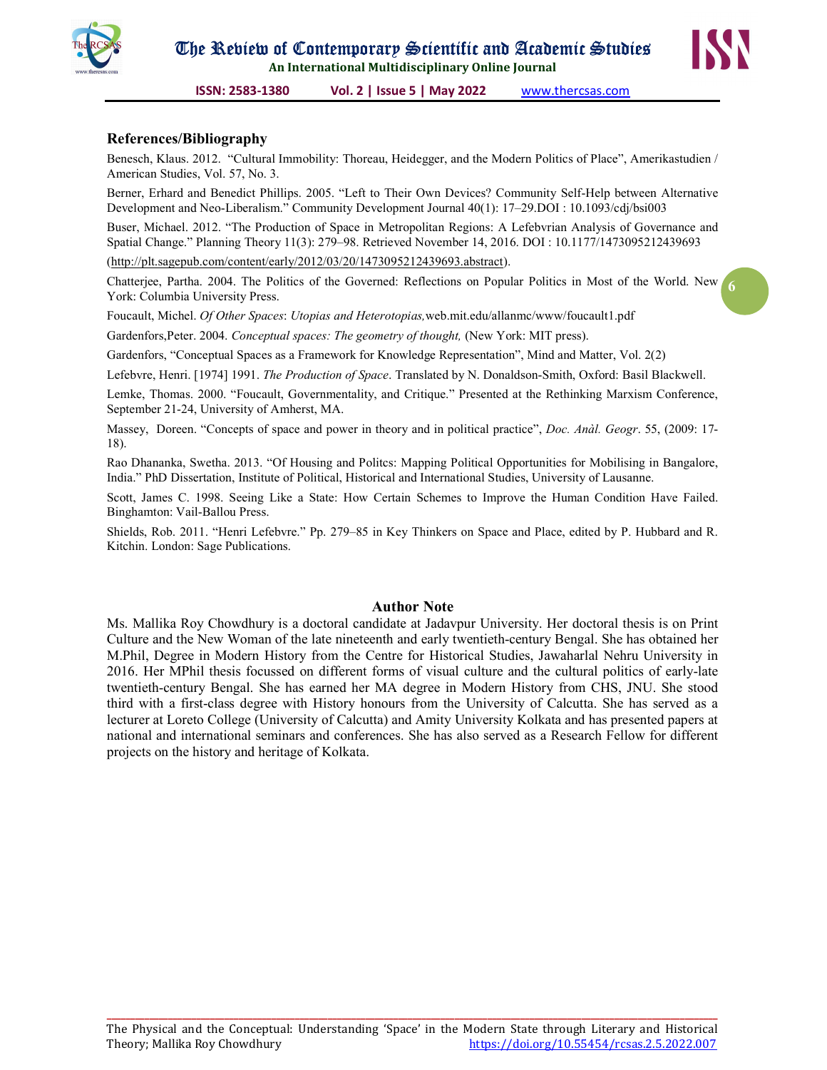## References/Bibliography

Benesch, Klaus. 2012. "Cultural Immobility: Thoreau, Heidegger, and the Modern Politics of Place", Amerikastudien / American Studies, Vol. 57, No. 3.

Berner, Erhard and Benedict Phillips. 2005. "Left to Their Own Devices? Community Self-Help between Alternative Development and Neo-Liberalism." Community Development Journal 40(1): 17–29.DOI : 10.1093/cdj/bsi003

Buser, Michael. 2012. "The Production of Space in Metropolitan Regions: A Lefebvrian Analysis of Governance and Spatial Change." Planning Theory 11(3): 279–98. Retrieved November 14, 2016. DOI : 10.1177/1473095212439693 (http://plt.sagepub.com/content/early/2012/03/20/1473095212439693.abstract).

Chatterjee, Partha. 2004. The Politics of the Governed: Reflections on Popular Politics in Most of the World. New York: Columbia University Press.

Foucault, Michel. *Of Other Spaces*: *Utopias and Heterotopias,*web.mit.edu/allanmc/www/foucault1.pdf

Gardenfors,Peter. 2004. *Conceptual spaces: The geometry of thought,* (New York: MIT press).

Gardenfors, "Conceptual Spaces as a Framework for Knowledge Representation", Mind and Matter, Vol. 2(2)

Lefebvre, Henri. [1974] 1991. *The Production of Space*. Translated by N. Donaldson-Smith, Oxford: Basil Blackwell.

Lemke, Thomas. 2000. "Foucault, Governmentality, and Critique." Presented at the Rethinking Marxism Conference, September 21-24, University of Amherst, MA.

Massey, Doreen. "Concepts of space and power in theory and in political practice", *Doc. Anàl. Geogr*. 55, (2009: 17-18).

Rao Dhananka, Swetha. 2013. "Of Housing and Politcs: Mapping Political Opportunities for Mobilising in Bangalore, India." PhD Dissertation, Institute of Political, Historical and International Studies, University of Lausanne.

Scott, James C. 1998. Seeing Like a State: How Certain Schemes to Improve the Human Condition Have Failed. Binghamton: Vail-Ballou Press.

Shields, Rob. 2011. "Henri Lefebvre." Pp. 279–85 in Key Thinkers on Space and Place, edited by P. Hubbard and R. Kitchin. London: Sage Publications.

## Author Note

Ms. Mallika Roy Chowdhury is a doctoral candidate at Jadavpur University. Her doctoral thesis is on Print Culture and the New Woman of the late nineteenth and early twentieth-century Bengal. She has obtained her M.Phil, Degree in Modern History from the Centre for Historical Studies, Jawaharlal Nehru University in 2016. Her MPhil thesis focussed on different forms of visual culture and the cultural politics of early-late twentieth-century Bengal. She has earned her MA degree in Modern History from CHS, JNU. She stood third with a first-class degree with History honours from the University of Calcutta. She has served as a lecturer at Loreto College (University of Calcutta) and Amity University Kolkata and has presented papers at national and international seminars and conferences. She has also served as a Research Fellow for different projects on the history and heritage of Kolkata.